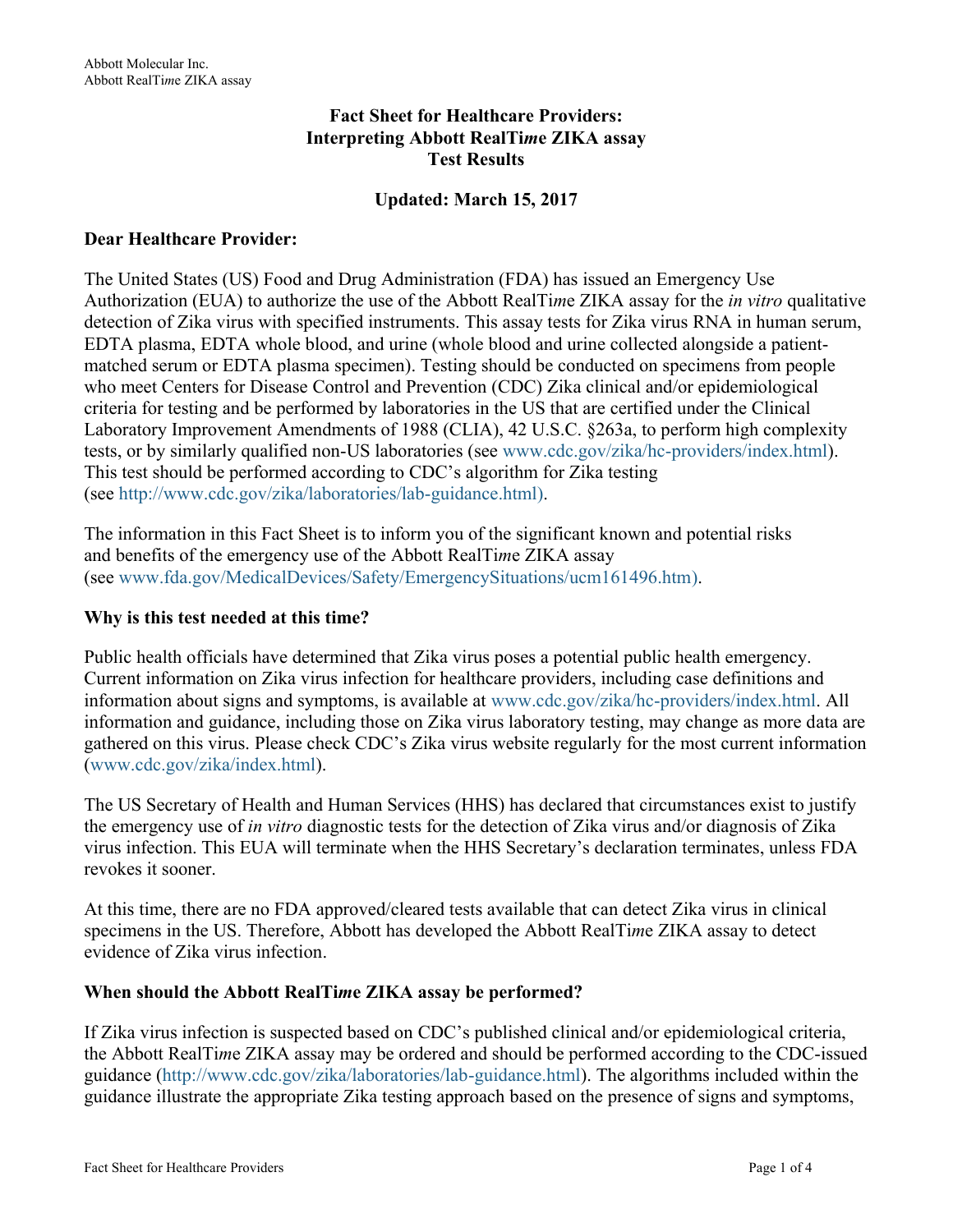# Fact Sheet for Healthcare Providers: Interpreting Abbott RealTi*me* ZIKA assay Test Results

**Updated: March 15, 2017**

**Dear Healthcare Provider:**

The United States (US) Food and Drug Administration (FDA) has issued an Emergency Use Authorization (EUA) to authorize the use of the Abbott RealTi*me* ZIKA assay for the *in vitro* qualitative detection of Zika virus with specified instruments. This assay tests for Zika virus RNA in human serum, EDTA plasma, EDTA whole blood, and urine (whole blood and urine collected alongside a patient-matched serum or EDTA plasma specimen). Testing should be conducted on specimens from people who meet Centers for Disease Control and Prevention (CDC) Zika clinical and/or epidemiological criteria for testing and be performed by laboratories in the US that are certified under the Clinical Laboratory Improvement Amendments of 1988 (CLIA), 42 U.S.C. §263a, to perform high complexity tests, or by similarly qualified non-US laboratories (see www.cdc.gov/zika/hc-providers/index.html). This test should be performed according to CDC's algorithm for Zika testing (see http://www.cdc.gov/zika/laboratories/lab-guidance.html).

The information in this Fact Sheet is to inform you of the significant known and potential risks and benefits of the emergency use of the Abbott RealTi*me* ZIKA assay (see www.fda.gov/MedicalDevices/Safety/EmergencySituations/ucm161496.htm).

## Why is this test needed at this time?

Public health officials have determined that Zika virus poses a potential public health emergency. Current information on Zika virus infection for healthcare providers, including case definitions and information about signs and symptoms, is available at www.cdc.gov/zika/hc-providers/index.html. All information and guidance, including those on Zika virus laboratory testing, may change as more data are gathered on this virus. Please check CDC's Zika virus website regularly for the most current information (www.cdc.gov/zika/index.html).

The US Secretary of Health and Human Services (HHS) has declared that circumstances exist to justify the emergency use of *in vitro* diagnostic tests for the detection of Zika virus and/or diagnosis of Zika virus infection. This EUA will terminate when the HHS Secretary's declaration terminates, unless FDA revokes it sooner.

At this time, there are no FDA approved/cleared tests available that can detect Zika virus in clinical specimens in the US. Therefore, Abbott has developed the Abbott RealTi*me* ZIKA assay to detect evidence of Zika virus infection.

## When should the Abbott RealTi*me* ZIKA assay be performed?

If Zika virus infection is suspected based on CDC's published clinical and/or epidemiological criteria, the Abbott RealTi*me* ZIKA assay may be ordered and should be performed according to the CDC-issued guidance (http://www.cdc.gov/zika/laboratories/lab-guidance.html). The algorithms included within the guidance illustrate the appropriate Zika testing approach based on the presence of signs and symptoms,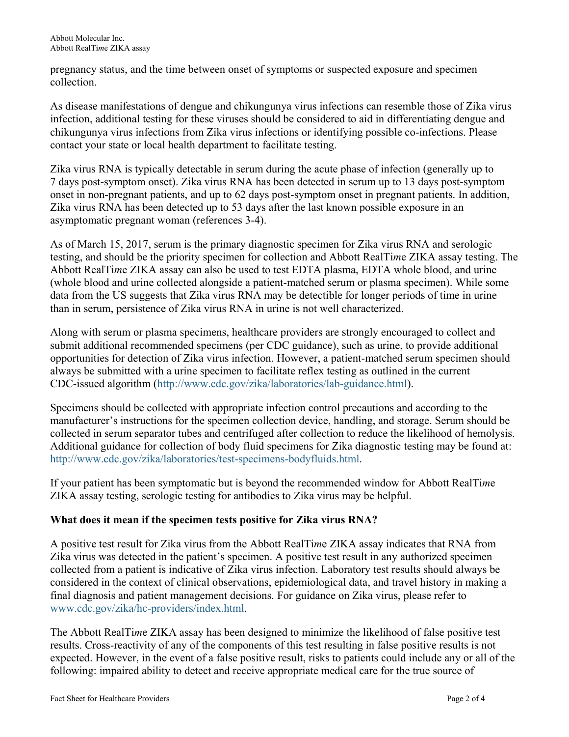pregnancy status, and the time between onset of symptoms or suspected exposure and specimen collection.

As disease manifestations of dengue and chikungunya virus infections can resemble those of Zika virus infection, additional testing for these viruses should be considered to aid in differentiating dengue and chikungunya virus infections from Zika virus infections or identifying possible co-infections. Please contact your state or local health department to facilitate testing.

Zika virus RNA is typically detectable in serum during the acute phase of infection (generally up to 7 days post-symptom onset). Zika virus RNA has been detected in serum up to 13 days post-symptom onset in non-pregnant patients, and up to 62 days post-symptom onset in pregnant patients. In addition, Zika virus RNA has been detected up to 53 days after the last known possible exposure in an asymptomatic pregnant woman (references 3-4).

As of March 15, 2017, serum is the primary diagnostic specimen for Zika virus RNA and serologic testing, and should be the priority specimen for collection and Abbott RealTi*me* ZIKA assay testing. The Abbott RealTi*me* ZIKA assay can also be used to test EDTA plasma, EDTA whole blood, and urine (whole blood and urine collected alongside a patient-matched serum or plasma specimen). While some data from the US suggests that Zika virus RNA may be detectible for longer periods of time in urine than in serum, persistence of Zika virus RNA in urine is not well characterized.

Along with serum or plasma specimens, healthcare providers are strongly encouraged to collect and submit additional recommended specimens (per CDC guidance), such as urine, to provide additional opportunities for detection of Zika virus infection. However, a patient-matched serum specimen should always be submitted with a urine specimen to facilitate reflex testing as outlined in the current CDC-issued algorithm (http://www.cdc.gov/zika/laboratories/lab-guidance.html).

Specimens should be collected with appropriate infection control precautions and according to the manufacturer's instructions for the specimen collection device, handling, and storage. Serum should be collected in serum separator tubes and centrifuged after collection to reduce the likelihood of hemolysis. Additional guidance for collection of body fluid specimens for Zika diagnostic testing may be found at: http://www.cdc.gov/zika/laboratories/test-specimens-bodyfluids.html.

If your patient has been symptomatic but is beyond the recommended window for Abbott RealTi*me* ZIKA assay testing, serologic testing for antibodies to Zika virus may be helpful.

**What does it mean if the specimen tests positive for Zika virus RNA?**

A positive test result for Zika virus from the Abbott RealTi*me* ZIKA assay indicates that RNA from Zika virus was detected in the patient's specimen. A positive test result in any authorized specimen collected from a patient is indicative of Zika virus infection. Laboratory test results should always be considered in the context of clinical observations, epidemiological data, and travel history in making a final diagnosis and patient management decisions. For guidance on Zika virus, please refer to www.cdc.gov/zika/hc-providers/index.html.

The Abbott RealTi*me* ZIKA assay has been designed to minimize the likelihood of false positive test results. Cross-reactivity of any of the components of this test resulting in false positive results is not expected. However, in the event of a false positive result, risks to patients could include any or all of the following: impaired ability to detect and receive appropriate medical care for the true source of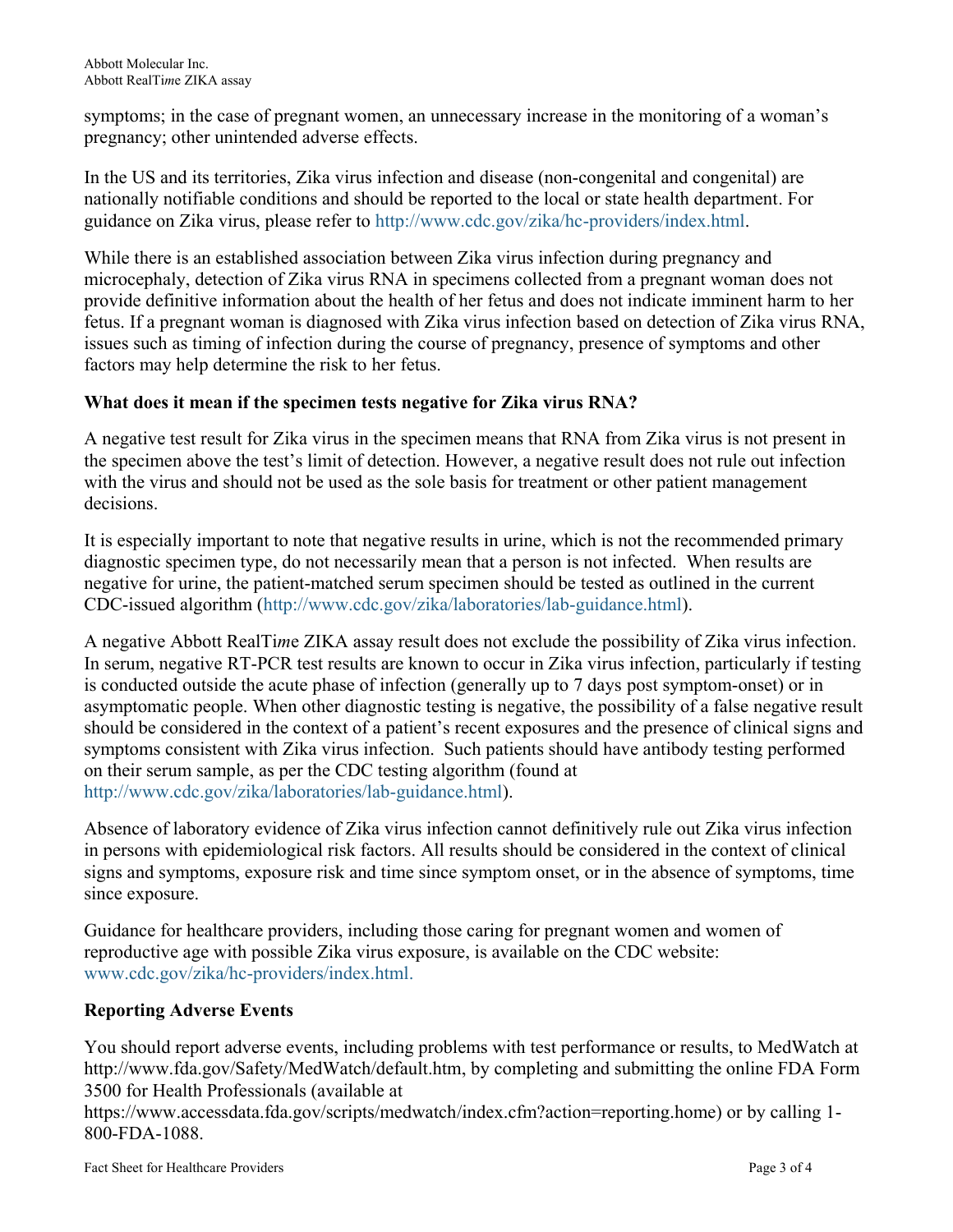symptoms; in the case of pregnant women, an unnecessary increase in the monitoring of a woman's pregnancy; other unintended adverse effects.

In the US and its territories, Zika virus infection and disease (non-congenital and congenital) are nationally notifiable conditions and should be reported to the local or state health department. For guidance on Zika virus, please refer to http://www.cdc.gov/zika/hc-providers/index.html.

While there is an established association between Zika virus infection during pregnancy and microcephaly, detection of Zika virus RNA in specimens collected from a pregnant woman does not provide definitive information about the health of her fetus and does not indicate imminent harm to her fetus. If a pregnant woman is diagnosed with Zika virus infection based on detection of Zika virus RNA, issues such as timing of infection during the course of pregnancy, presence of symptoms and other factors may help determine the risk to her fetus.

**What does it mean if the specimen tests negative for Zika virus RNA?**

A negative test result for Zika virus in the specimen means that RNA from Zika virus is not present in the specimen above the test's limit of detection. However, a negative result does not rule out infection with the virus and should not be used as the sole basis for treatment or other patient management decisions.

It is especially important to note that negative results in urine, which is not the recommended primary diagnostic specimen type, do not necessarily mean that a person is not infected. When results are negative for urine, the patient-matched serum specimen should be tested as outlined in the current CDC-issued algorithm (http://www.cdc.gov/zika/laboratories/lab-guidance.html).

A negative Abbott RealTi*m*e ZIKA assay result does not exclude the possibility of Zika virus infection. In serum, negative RT-PCR test results are known to occur in Zika virus infection, particularly if testing is conducted outside the acute phase of infection (generally up to 7 days post symptom-onset) or in asymptomatic people. When other diagnostic testing is negative, the possibility of a false negative result should be considered in the context of a patient's recent exposures and the presence of clinical signs and symptoms consistent with Zika virus infection. Such patients should have antibody testing performed on their serum sample, as per the CDC testing algorithm (found at http://www.cdc.gov/zika/laboratories/lab-guidance.html).

Absence of laboratory evidence of Zika virus infection cannot definitively rule out Zika virus infection in persons with epidemiological risk factors. All results should be considered in the context of clinical signs and symptoms, exposure risk and time since symptom onset, or in the absence of symptoms, time since exposure.

Guidance for healthcare providers, including those caring for pregnant women and women of reproductive age with possible Zika virus exposure, is available on the CDC website: www.cdc.gov/zika/hc-providers/index.html.

**Reporting Adverse Events**

You should report adverse events, including problems with test performance or results, to MedWatch at http://www.fda.gov/Safety/MedWatch/default.htm, by completing and submitting the online FDA Form 3500 for Health Professionals (available at https://www.accessdata.fda.gov/scripts/medwatch/index.cfm?action=reporting.home) or by calling 1-800-FDA-1088.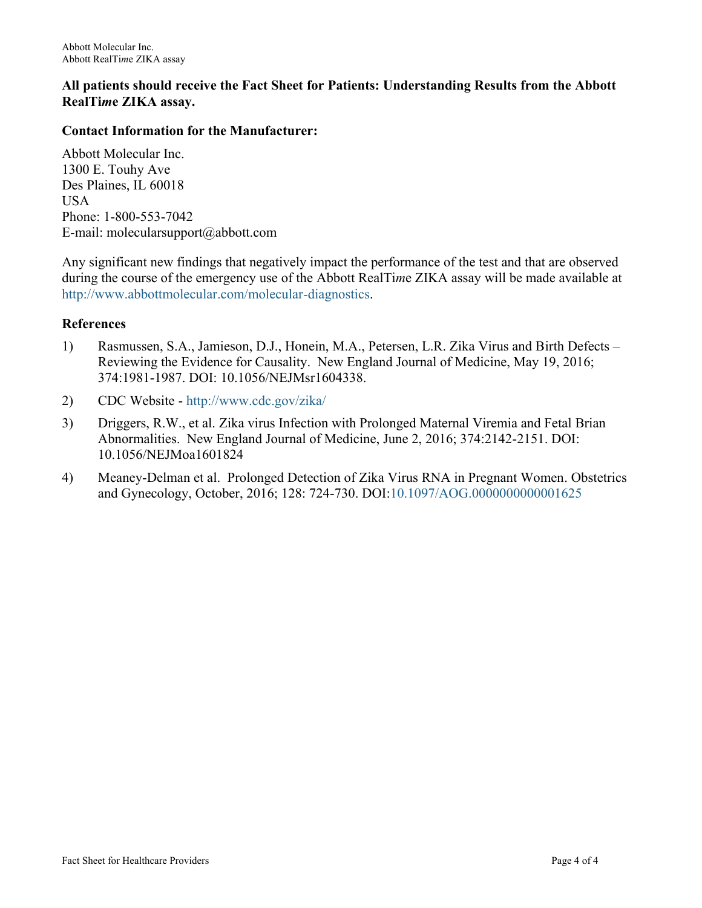**All patients should receive the Fact Sheet for Patients: Understanding Results from the Abbott RealTi*me* ZIKA assay.**

**Contact Information for the Manufacturer:**

Abbott Molecular Inc.
1300 E. Touhy Ave
Des Plaines, IL 60018
USA
Phone: 1-800-553-7042
E-mail: molecularsupport@abbott.com

Any significant new findings that negatively impact the performance of the test and that are observed during the course of the emergency use of the Abbott RealTi*me* ZIKA assay will be made available at http://www.abbottmolecular.com/molecular-diagnostics.

**References**

1) Rasmussen, S.A., Jamieson, D.J., Honein, M.A., Petersen, L.R. Zika Virus and Birth Defects – Reviewing the Evidence for Causality. New England Journal of Medicine, May 19, 2016; 374:1981-1987. DOI: 10.1056/NEJMsr1604338.

2) CDC Website - http://www.cdc.gov/zika/

3) Driggers, R.W., et al. Zika virus Infection with Prolonged Maternal Viremia and Fetal Brian Abnormalities. New England Journal of Medicine, June 2, 2016; 374:2142-2151. DOI: 10.1056/NEJMoa1601824

4) Meaney-Delman et al. Prolonged Detection of Zika Virus RNA in Pregnant Women. Obstetrics and Gynecology, October, 2016; 128: 724-730. DOI:10.1097/AOG.0000000000001625